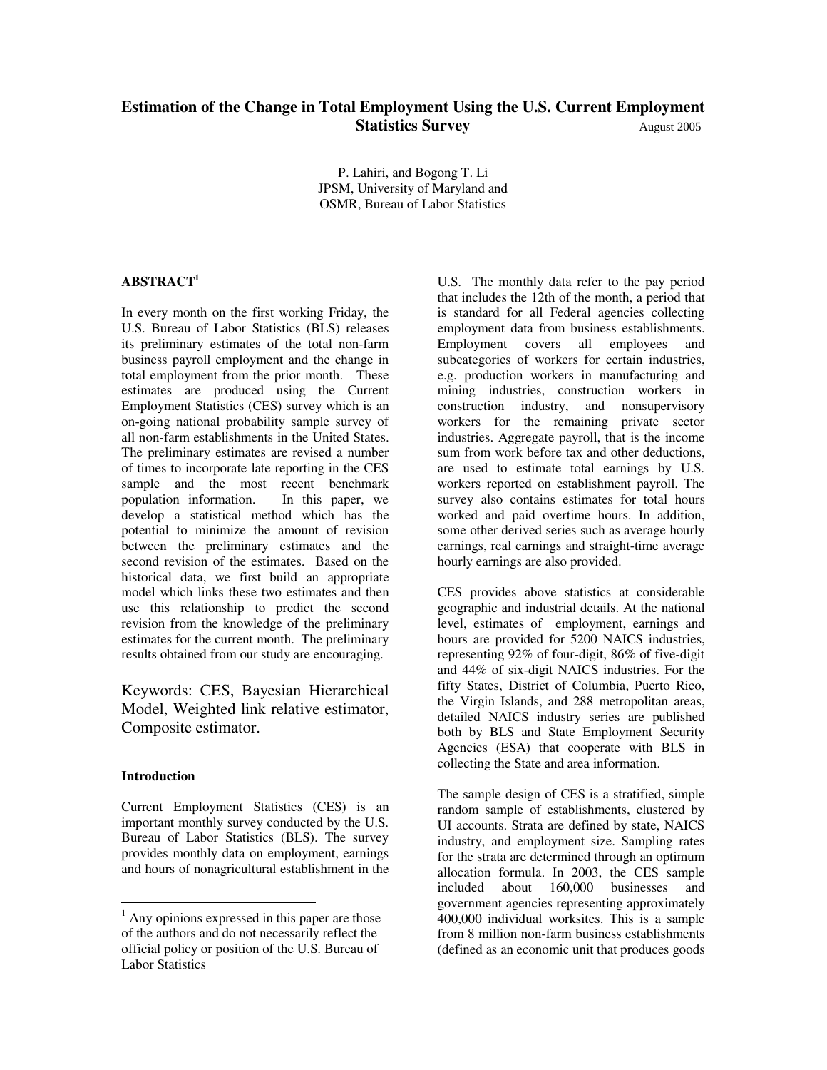# Estimation of the Change in Total Employment Using the U.S. Current Employment Statistics Survey

August 2005

P. Lahiri, and Bogong T. Li
JPSM, University of Maryland and
OSMR, Bureau of Labor Statistics

## ABSTRACT[1]

In every month on the first working Friday, the U.S. Bureau of Labor Statistics (BLS) releases its preliminary estimates of the total non-farm business payroll employment and the change in total employment from the prior month. These estimates are produced using the Current Employment Statistics (CES) survey which is an on-going national probability sample survey of all non-farm establishments in the United States. The preliminary estimates are revised a number of times to incorporate late reporting in the CES sample and the most recent benchmark population information. In this paper, we develop a statistical method which has the potential to minimize the amount of revision between the preliminary estimates and the second revision of the estimates. Based on the historical data, we first build an appropriate model which links these two estimates and then use this relationship to predict the second revision from the knowledge of the preliminary estimates for the current month. The preliminary results obtained from our study are encouraging.

Keywords: CES, Bayesian Hierarchical Model, Weighted link relative estimator, Composite estimator.

### Introduction

Current Employment Statistics (CES) is an important monthly survey conducted by the U.S. Bureau of Labor Statistics (BLS). The survey provides monthly data on employment, earnings and hours of nonagricultural establishment in the U.S. The monthly data refer to the pay period that includes the 12th of the month, a period that is standard for all Federal agencies collecting employment data from business establishments. Employment covers all employees and subcategories of workers for certain industries, e.g. production workers in manufacturing and mining industries, construction workers in construction industry, and nonsupervisory workers for the remaining private sector industries. Aggregate payroll, that is the income sum from work before tax and other deductions, are used to estimate total earnings by U.S. workers reported on establishment payroll. The survey also contains estimates for total hours worked and paid overtime hours. In addition, some other derived series such as average hourly earnings, real earnings and straight-time average hourly earnings are also provided.

CES provides above statistics at considerable geographic and industrial details. At the national level, estimates of employment, earnings and hours are provided for 5200 NAICS industries, representing 92% of four-digit, 86% of five-digit and 44% of six-digit NAICS industries. For the fifty States, District of Columbia, Puerto Rico, the Virgin Islands, and 288 metropolitan areas, detailed NAICS industry series are published both by BLS and State Employment Security Agencies (ESA) that cooperate with BLS in collecting the State and area information.

The sample design of CES is a stratified, simple random sample of establishments, clustered by UI accounts. Strata are defined by state, NAICS industry, and employment size. Sampling rates for the strata are determined through an optimum allocation formula. In 2003, the CES sample included about 160,000 businesses and government agencies representing approximately 400,000 individual worksites. This is a sample from 8 million non-farm business establishments (defined as an economic unit that produces goods

[1] Any opinions expressed in this paper are those of the authors and do not necessarily reflect the official policy or position of the U.S. Bureau of Labor Statistics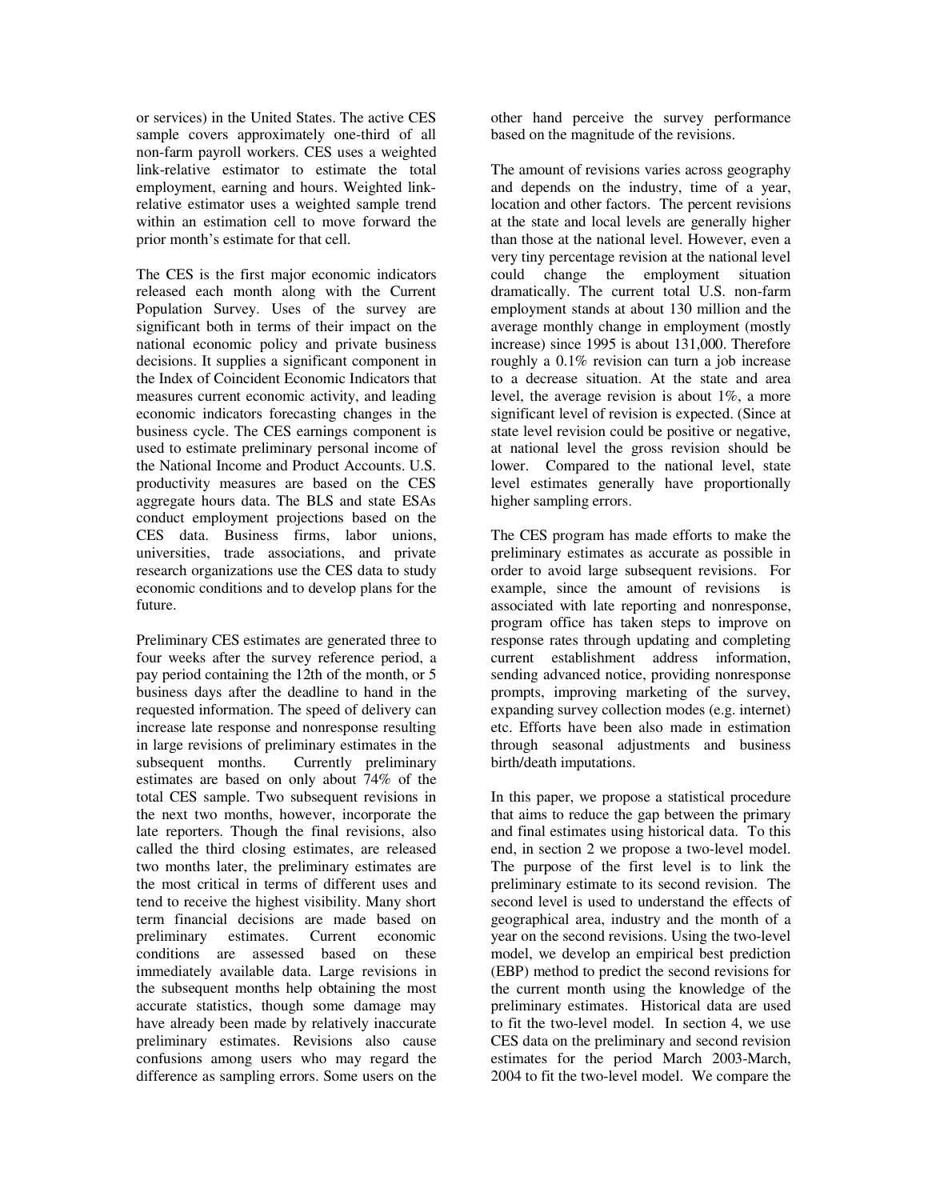or services) in the United States. The active CES sample covers approximately one-third of all non-farm payroll workers. CES uses a weighted link-relative estimator to estimate the total employment, earning and hours. Weighted link-relative estimator uses a weighted sample trend within an estimation cell to move forward the prior month's estimate for that cell.

The CES is the first major economic indicators released each month along with the Current Population Survey. Uses of the survey are significant both in terms of their impact on the national economic policy and private business decisions. It supplies a significant component in the Index of Coincident Economic Indicators that measures current economic activity, and leading economic indicators forecasting changes in the business cycle. The CES earnings component is used to estimate preliminary personal income of the National Income and Product Accounts. U.S. productivity measures are based on the CES aggregate hours data. The BLS and state ESAs conduct employment projections based on the CES data. Business firms, labor unions, universities, trade associations, and private research organizations use the CES data to study economic conditions and to develop plans for the future.

Preliminary CES estimates are generated three to four weeks after the survey reference period, a pay period containing the 12th of the month, or 5 business days after the deadline to hand in the requested information. The speed of delivery can increase late response and nonresponse resulting in large revisions of preliminary estimates in the subsequent months. Currently preliminary estimates are based on only about 74% of the total CES sample. Two subsequent revisions in the next two months, however, incorporate the late reporters. Though the final revisions, also called the third closing estimates, are released two months later, the preliminary estimates are the most critical in terms of different uses and tend to receive the highest visibility. Many short term financial decisions are made based on preliminary estimates. Current economic conditions are assessed based on these immediately available data. Large revisions in the subsequent months help obtaining the most accurate statistics, though some damage may have already been made by relatively inaccurate preliminary estimates. Revisions also cause confusions among users who may regard the difference as sampling errors. Some users on the other hand perceive the survey performance based on the magnitude of the revisions.

The amount of revisions varies across geography and depends on the industry, time of a year, location and other factors. The percent revisions at the state and local levels are generally higher than those at the national level. However, even a very tiny percentage revision at the national level could change the employment situation dramatically. The current total U.S. non-farm employment stands at about 130 million and the average monthly change in employment (mostly increase) since 1995 is about 131,000. Therefore roughly a 0.1% revision can turn a job increase to a decrease situation. At the state and area level, the average revision is about 1%, a more significant level of revision is expected. (Since at state level revision could be positive or negative, at national level the gross revision should be lower. Compared to the national level, state level estimates generally have proportionally higher sampling errors.

The CES program has made efforts to make the preliminary estimates as accurate as possible in order to avoid large subsequent revisions. For example, since the amount of revisions is associated with late reporting and nonresponse, program office has taken steps to improve on response rates through updating and completing current establishment address information, sending advanced notice, providing nonresponse prompts, improving marketing of the survey, expanding survey collection modes (e.g. internet) etc. Efforts have been also made in estimation through seasonal adjustments and business birth/death imputations.

In this paper, we propose a statistical procedure that aims to reduce the gap between the primary and final estimates using historical data. To this end, in section 2 we propose a two-level model. The purpose of the first level is to link the preliminary estimate to its second revision. The second level is used to understand the effects of geographical area, industry and the month of a year on the second revisions. Using the two-level model, we develop an empirical best prediction (EBP) method to predict the second revisions for the current month using the knowledge of the preliminary estimates. Historical data are used to fit the two-level model. In section 4, we use CES data on the preliminary and second revision estimates for the period March 2003-March, 2004 to fit the two-level model. We compare the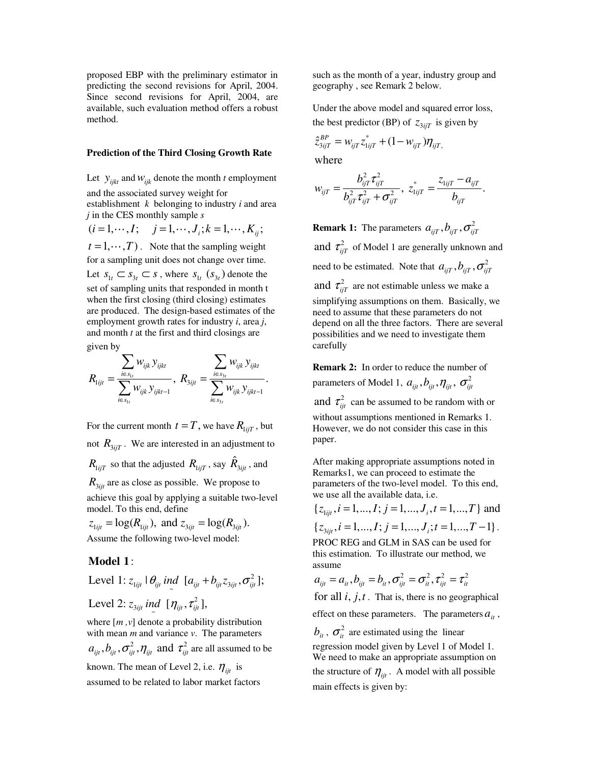proposed EBP with the preliminary estimator in predicting the second revisions for April, 2004. Since second revisions for April, 2004, are available, such evaluation method offers a robust method.

**Prediction of the Third Closing Growth Rate**

Let $y_{ijkt}$ and $w_{ijk}$ denote the month $t$ employment and the associated survey weight for establishment $k$ belonging to industry $i$ and area $j$ in the CES monthly sample $s$ $(i=1,\cdots,I; \quad j=1,\cdots,J_i; k=1,\cdots,K_{ij}; t=1,\cdots,T)$. Note that the sampling weight for a sampling unit does not change over time. Let $s_{1t} \subset s_{3t} \subset s$, where $s_{1t}$ $(s_{3t})$ denote the set of sampling units that responded in month t when the first closing (third closing) estimates are produced. The design-based estimates of the employment growth rates for industry *i*, area *j*, and month *t* at the first and third closings are given by

$$R_{1ijt} = \frac{\sum_{i \in s_{1t}} w_{ijk} y_{ijkt}}{\sum_{i \in s_{1t}} w_{ijk} y_{ijkt-1}}, \; R_{3ijt} = \frac{\sum_{i \in s_{3t}} w_{ijk} y_{ijkt}}{\sum_{i \in s_{3t}} w_{ijk} y_{ijkt-1}}.$$

For the current month $t=T$, we have $R_{1ijT}$, but not $R_{3ijT}$. We are interested in an adjustment to $R_{1ijT}$ so that the adjusted $R_{1ijT}$, say $\hat{R}_{3ijt}$, and $R_{3ijt}$ are as close as possible. We propose to achieve this goal by applying a suitable two-level model. To this end, define

$z_{1ijt} = \log(R_{1ijt}), \text{ and } z_{3ijt} = \log(R_{3ijt}).$

Assume the following two-level model:

**Model 1**:

Level 1: $z_{1ijt} \mid \theta_{ijt} \underset{\sim}{ind} \; [a_{ijt} + b_{ijt} z_{3ijt}, \sigma^2_{ijt}];$

Level 2: $z_{3ijt} \underset{\sim}{ind} \; [\eta_{ijt}, \tau^2_{ijt}],$

where $[m, v]$ denote a probability distribution with mean *m* and variance *v*. The parameters $a_{ijt}, b_{ijt}, \sigma^2_{ijt}, \eta_{ijt}$ and $\tau^2_{ijt}$ are all assumed to be known. The mean of Level 2, i.e. $\eta_{ijt}$ is assumed to be related to labor market factors such as the month of a year, industry group and geography , see Remark 2 below.

Under the above model and squared error loss, the best predictor (BP) of $z_{3ijT}$ is given by

$$\hat{z}^{BP}_{3ijT} = w_{ijT} z^*_{1ijT} + (1 - w_{ijT}) \eta_{ijT},$$

where

$$w_{ijT} = \frac{b^2_{ijT} \tau^2_{ijT}}{b^2_{ijT} \tau^2_{ijT} + \sigma^2_{ijT}}, \; z^*_{1ijT} = \frac{z_{1ijT} - a_{ijT}}{b_{ijT}}.$$

**Remark 1:** The parameters $a_{ijT}, b_{ijT}, \sigma^2_{ijT}$ and $\tau^2_{ijT}$ of Model 1 are generally unknown and need to be estimated. Note that $a_{ijT}, b_{ijT}, \sigma^2_{ijT}$ and $\tau^2_{ijT}$ are not estimable unless we make a simplifying assumptions on them. Basically, we need to assume that these parameters do not depend on all the three factors. There are several possibilities and we need to investigate them carefully

**Remark 2:** In order to reduce the number of parameters of Model 1, $a_{ijt}, b_{ijt}, \eta_{ijt}, \sigma^2_{ijt}$ and $\tau^2_{ijt}$ can be assumed to be random with or without assumptions mentioned in Remarks 1. However, we do not consider this case in this paper.

After making appropriate assumptions noted in Remarks1, we can proceed to estimate the parameters of the two-level model. To this end, we use all the available data, i.e. $\{z_{1ijt}, i=1,...,I; j=1,...,J_i, t=1,...,T\}$ and $\{z_{3ijt}, i=1,...,I; j=1,...,J_i; t=1,...,T-1\}$. PROC REG and GLM in SAS can be used for this estimation. To illustrate our method, we assume

$a_{ijt} = a_{it}, b_{ijt} = b_{it}, \sigma^2_{ijt} = \sigma^2_{it}, \tau^2_{ijt} = \tau^2_{it}$

for all $i, j, t$. That is, there is no geographical effect on these parameters. The parameters $a_{it}$, $b_{it}$, $\sigma^2_{it}$ are estimated using the linear regression model given by Level 1 of Model 1. We need to make an appropriate assumption on the structure of $\eta_{ijt}$. A model with all possible main effects is given by: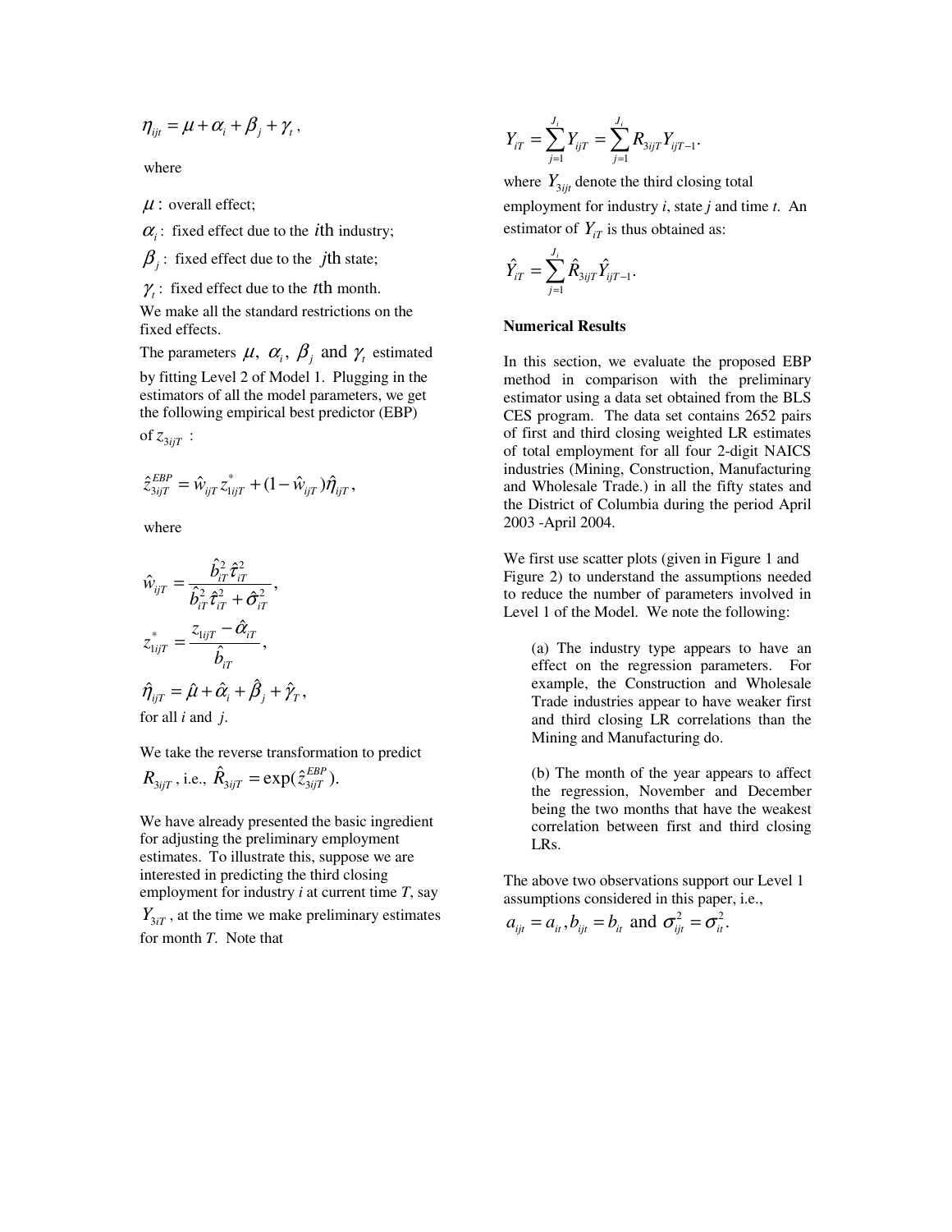$$\eta_{ijt} = \mu + \alpha_i + \beta_j + \gamma_t,$$

where

$\mu$ : overall effect;

$\alpha_i$ : fixed effect due to the $i$th industry;

$\beta_j$ : fixed effect due to the $j$th state;

$\gamma_t$ : fixed effect due to the $t$th month.

We make all the standard restrictions on the fixed effects.

The parameters $\mu$, $\alpha_i$, $\beta_j$ and $\gamma_t$ estimated by fitting Level 2 of Model 1. Plugging in the estimators of all the model parameters, we get the following empirical best predictor (EBP) of $z_{3ijT}$ :

$$\hat{z}_{3ijT}^{EBP} = \hat{w}_{ijT} z_{1ijT}^{*} + (1 - \hat{w}_{ijT})\hat{\eta}_{ijT},$$

where

$$\hat{w}_{ijT} = \frac{\hat{b}_{iT}^2 \hat{\tau}_{iT}^2}{\hat{b}_{iT}^2 \hat{\tau}_{iT}^2 + \hat{\sigma}_{iT}^2},$$

$$z_{1ijT}^{*} = \frac{z_{1ijT} - \hat{\alpha}_{iT}}{\hat{b}_{iT}},$$

$$\hat{\eta}_{ijT} = \hat{\mu} + \hat{\alpha}_i + \hat{\beta}_j + \hat{\gamma}_T,$$

for all *i* and *j*.

We take the reverse transformation to predict $R_{3ijT}$, i.e., $\hat{R}_{3ijT} = \exp(\hat{z}_{3ijT}^{EBP})$.

We have already presented the basic ingredient for adjusting the preliminary employment estimates. To illustrate this, suppose we are interested in predicting the third closing employment for industry *i* at current time *T*, say $Y_{3iT}$, at the time we make preliminary estimates for month *T*. Note that

$$Y_{iT} = \sum_{j=1}^{J_i} Y_{ijT} = \sum_{j=1}^{J_i} R_{3ijT} Y_{ijT-1}.$$

where $Y_{3ijt}$ denote the third closing total employment for industry *i*, state *j* and time *t*. An estimator of $Y_{iT}$ is thus obtained as:

$$\hat{Y}_{iT} = \sum_{j=1}^{J_i} \hat{R}_{3ijT} \hat{Y}_{ijT-1}.$$

**Numerical Results**

In this section, we evaluate the proposed EBP method in comparison with the preliminary estimator using a data set obtained from the BLS CES program. The data set contains 2652 pairs of first and third closing weighted LR estimates of total employment for all four 2-digit NAICS industries (Mining, Construction, Manufacturing and Wholesale Trade.) in all the fifty states and the District of Columbia during the period April 2003 -April 2004.

We first use scatter plots (given in Figure 1 and Figure 2) to understand the assumptions needed to reduce the number of parameters involved in Level 1 of the Model. We note the following:

(a) The industry type appears to have an effect on the regression parameters. For example, the Construction and Wholesale Trade industries appear to have weaker first and third closing LR correlations than the Mining and Manufacturing do.

(b) The month of the year appears to affect the regression, November and December being the two months that have the weakest correlation between first and third closing LRs.

The above two observations support our Level 1 assumptions considered in this paper, i.e., $a_{ijt} = a_{it}, b_{ijt} = b_{it}$ and $\sigma_{ijt}^2 = \sigma_{it}^2$.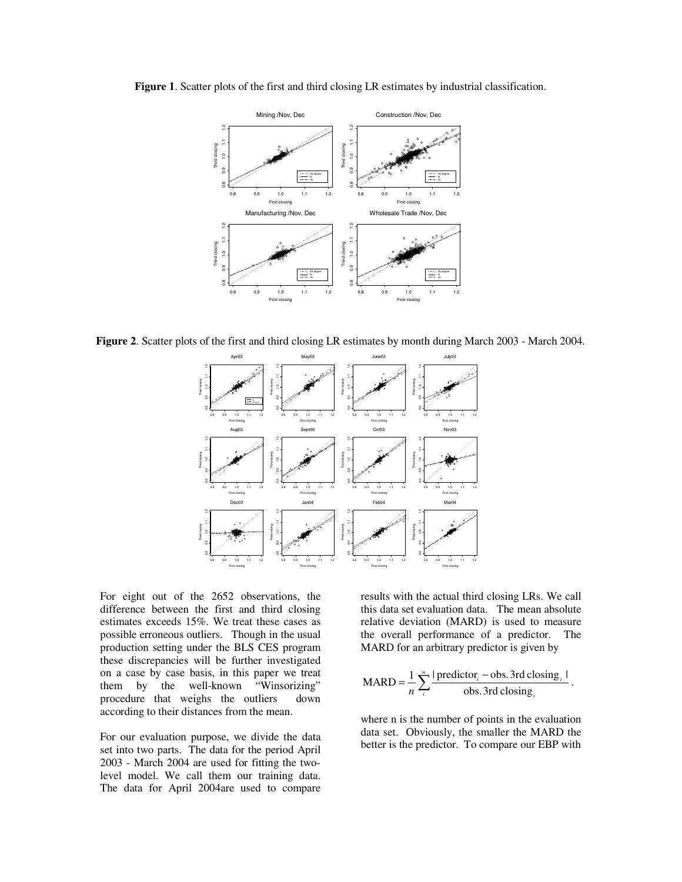**Figure 1**. Scatter plots of the first and third closing LR estimates by industrial classification.

**Figure 2**. Scatter plots of the first and third closing LR estimates by month during March 2003 - March 2004.

For eight out of the 2652 observations, the difference between the first and third closing estimates exceeds 15%. We treat these cases as possible erroneous outliers. Though in the usual production setting under the BLS CES program these discrepancies will be further investigated on a case by case basis, in this paper we treat them by the well-known "Winsorizing" procedure that weighs the outliers down according to their distances from the mean.

For our evaluation purpose, we divide the data set into two parts. The data for the period April 2003 - March 2004 are used for fitting the two-level model. We call them our training data. The data for April 2004are used to compare results with the actual third closing LRs. We call this data set evaluation data. The mean absolute relative deviation (MARD) is used to measure the overall performance of a predictor. The MARD for an arbitrary predictor is given by

$$\text{MARD} = \frac{1}{n}\sum_{i}^{n}\frac{|\,\text{predictor}_i - \text{obs. 3rd closing}_i\,|}{\text{obs. 3rd closing}_i}.$$

where n is the number of points in the evaluation data set. Obviously, the smaller the MARD the better is the predictor. To compare our EBP with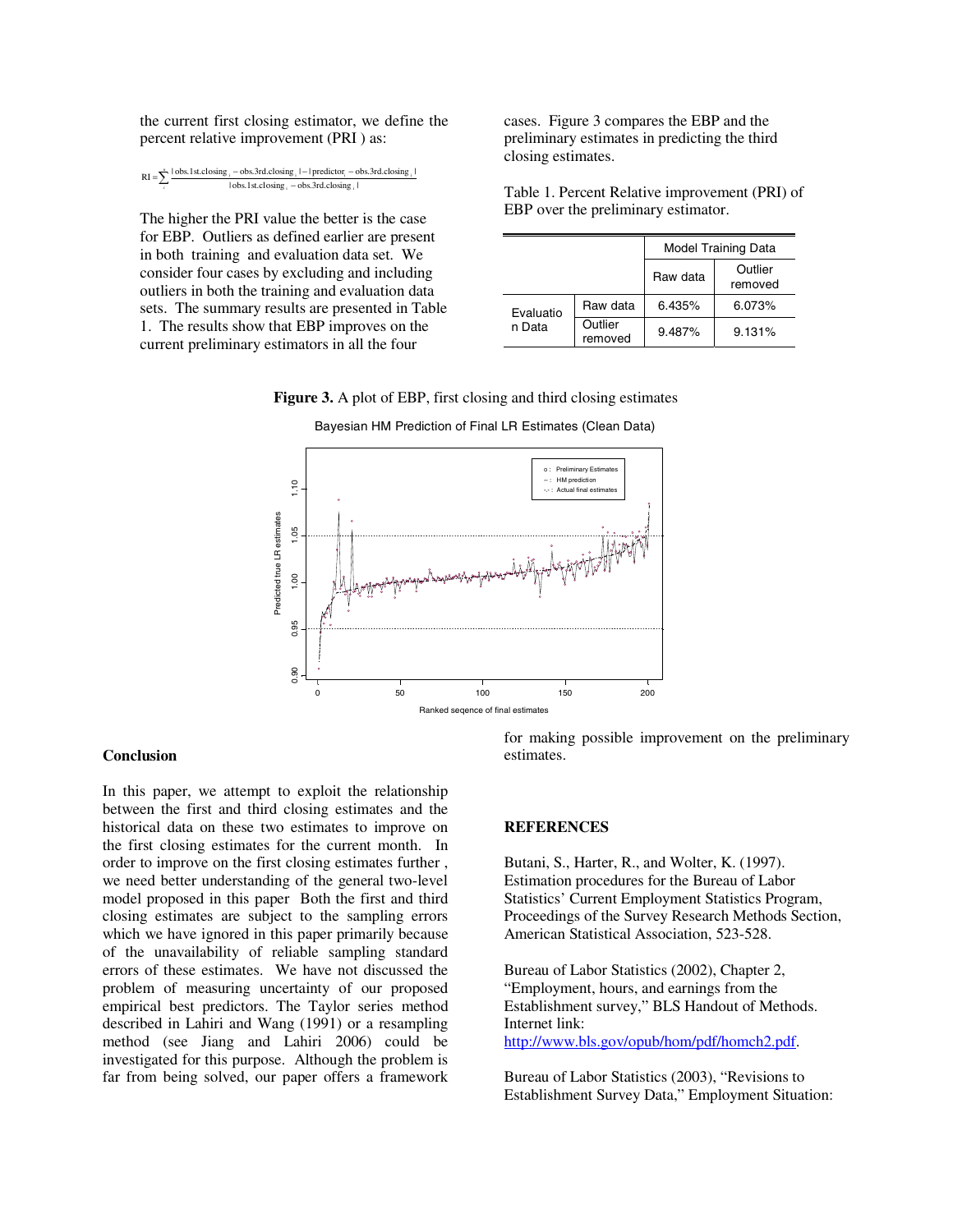the current first closing estimator, we define the percent relative improvement (PRI ) as:

$$\mathrm{RI} = \sum_i \frac{|\mathrm{obs.1st.closing}_i - \mathrm{obs.3rd.closing}_i| - |\mathrm{predictor}_i - \mathrm{obs.3rd.closing}_i|}{|\mathrm{obs.1st.closing}_i - \mathrm{obs.3rd.closing}_i|}$$

The higher the PRI value the better is the case for EBP. Outliers as defined earlier are present in both training and evaluation data set. We consider four cases by excluding and including outliers in both the training and evaluation data sets. The summary results are presented in Table 1. The results show that EBP improves on the current preliminary estimators in all the four cases. Figure 3 compares the EBP and the preliminary estimates in predicting the third closing estimates.

Table 1. Percent Relative improvement (PRI) of EBP over the preliminary estimator.

| | | Model Training Data | |
|---|---|---|---|
| | | Raw data | Outlier removed |
| Evaluation Data | Raw data | 6.435% | 6.073% |
| | Outlier removed | 9.487% | 9.131% |

**Figure 3.** A plot of EBP, first closing and third closing estimates

## Conclusion

In this paper, we attempt to exploit the relationship between the first and third closing estimates and the historical data on these two estimates to improve on the first closing estimates for the current month. In order to improve on the first closing estimates further , we need better understanding of the general two-level model proposed in this paper Both the first and third closing estimates are subject to the sampling errors which we have ignored in this paper primarily because of the unavailability of reliable sampling standard errors of these estimates. We have not discussed the problem of measuring uncertainty of our proposed empirical best predictors. The Taylor series method described in Lahiri and Wang (1991) or a resampling method (see Jiang and Lahiri 2006) could be investigated for this purpose. Although the problem is far from being solved, our paper offers a framework for making possible improvement on the preliminary estimates.

## REFERENCES

Butani, S., Harter, R., and Wolter, K. (1997). Estimation procedures for the Bureau of Labor Statistics' Current Employment Statistics Program, Proceedings of the Survey Research Methods Section, American Statistical Association, 523-528.

Bureau of Labor Statistics (2002), Chapter 2, "Employment, hours, and earnings from the Establishment survey," BLS Handout of Methods. Internet link: http://www.bls.gov/opub/hom/pdf/homch2.pdf.

Bureau of Labor Statistics (2003), "Revisions to Establishment Survey Data," Employment Situation: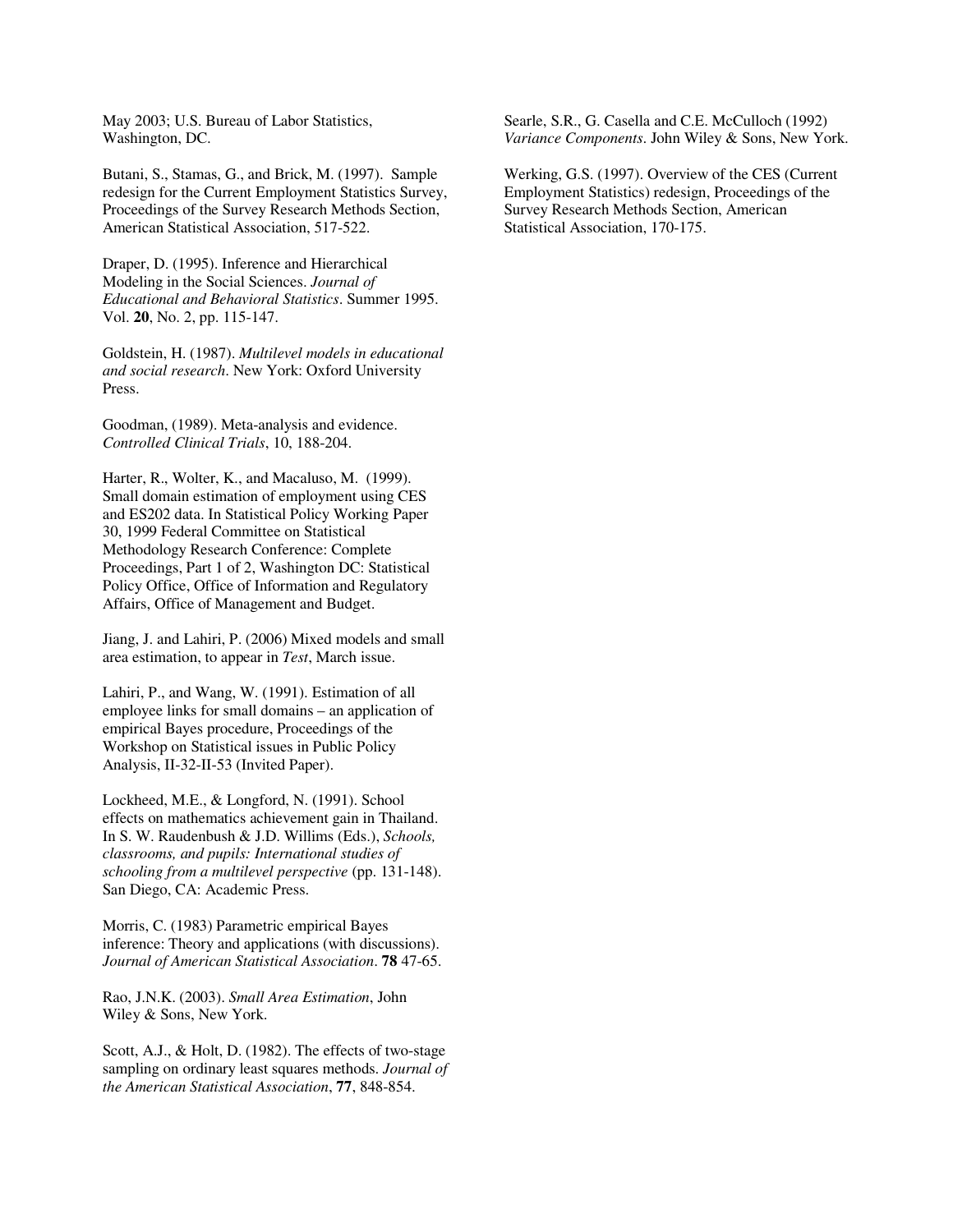May 2003; U.S. Bureau of Labor Statistics, Washington, DC.

Butani, S., Stamas, G., and Brick, M. (1997). Sample redesign for the Current Employment Statistics Survey, Proceedings of the Survey Research Methods Section, American Statistical Association, 517-522.

Draper, D. (1995). Inference and Hierarchical Modeling in the Social Sciences. *Journal of Educational and Behavioral Statistics*. Summer 1995. Vol. **20**, No. 2, pp. 115-147.

Goldstein, H. (1987). *Multilevel models in educational and social research*. New York: Oxford University Press.

Goodman, (1989). Meta-analysis and evidence. *Controlled Clinical Trials*, 10, 188-204.

Harter, R., Wolter, K., and Macaluso, M. (1999). Small domain estimation of employment using CES and ES202 data. In Statistical Policy Working Paper 30, 1999 Federal Committee on Statistical Methodology Research Conference: Complete Proceedings, Part 1 of 2, Washington DC: Statistical Policy Office, Office of Information and Regulatory Affairs, Office of Management and Budget.

Jiang, J. and Lahiri, P. (2006) Mixed models and small area estimation, to appear in *Test*, March issue.

Lahiri, P., and Wang, W. (1991). Estimation of all employee links for small domains – an application of empirical Bayes procedure, Proceedings of the Workshop on Statistical issues in Public Policy Analysis, II-32-II-53 (Invited Paper).

Lockheed, M.E., & Longford, N. (1991). School effects on mathematics achievement gain in Thailand. In S. W. Raudenbush & J.D. Willims (Eds.), *Schools, classrooms, and pupils: International studies of schooling from a multilevel perspective* (pp. 131-148). San Diego, CA: Academic Press.

Morris, C. (1983) Parametric empirical Bayes inference: Theory and applications (with discussions). *Journal of American Statistical Association*. **78** 47-65.

Rao, J.N.K. (2003). *Small Area Estimation*, John Wiley & Sons, New York.

Scott, A.J., & Holt, D. (1982). The effects of two-stage sampling on ordinary least squares methods. *Journal of the American Statistical Association*, **77**, 848-854.

Searle, S.R., G. Casella and C.E. McCulloch (1992) *Variance Components*. John Wiley & Sons, New York.

Werking, G.S. (1997). Overview of the CES (Current Employment Statistics) redesign, Proceedings of the Survey Research Methods Section, American Statistical Association, 170-175.